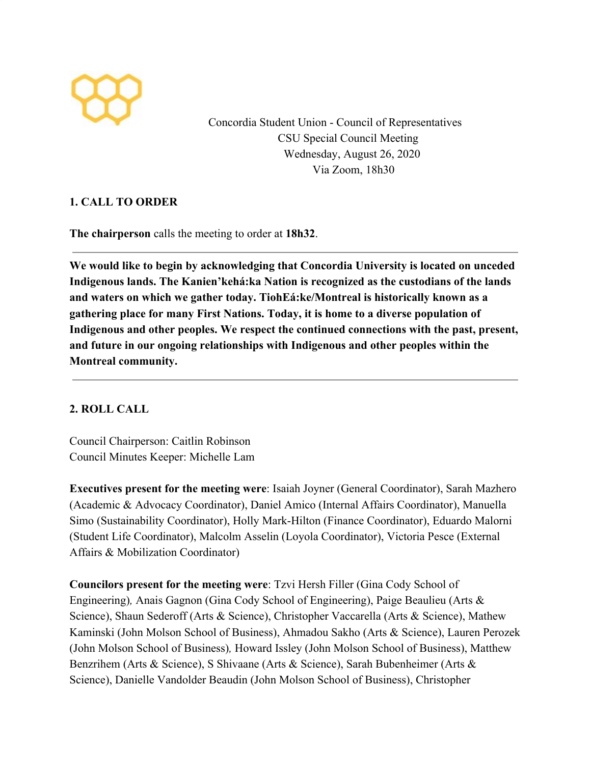Concordia Student Union - Council of Representatives
CSU Special Council Meeting
Wednesday, August 26, 2020
Via Zoom, 18h30

## 1. CALL TO ORDER

**The chairperson** calls the meeting to order at **18h32**.

---

**We would like to begin by acknowledging that Concordia University is located on unceded Indigenous lands. The Kanien'kehá:ka Nation is recognized as the custodians of the lands and waters on which we gather today. TiohEá:ke/Montreal is historically known as a gathering place for many First Nations. Today, it is home to a diverse population of Indigenous and other peoples. We respect the continued connections with the past, present, and future in our ongoing relationships with Indigenous and other peoples within the Montreal community.**

---

## 2. ROLL CALL

Council Chairperson: Caitlin Robinson
Council Minutes Keeper: Michelle Lam

**Executives present for the meeting were**: Isaiah Joyner (General Coordinator), Sarah Mazhero (Academic & Advocacy Coordinator), Daniel Amico (Internal Affairs Coordinator), Manuella Simo (Sustainability Coordinator), Holly Mark-Hilton (Finance Coordinator), Eduardo Malorni (Student Life Coordinator), Malcolm Asselin (Loyola Coordinator), Victoria Pesce (External Affairs & Mobilization Coordinator)

**Councilors present for the meeting were**: Tzvi Hersh Filler (Gina Cody School of Engineering), Anais Gagnon (Gina Cody School of Engineering), Paige Beaulieu (Arts & Science), Shaun Sederoff (Arts & Science), Christopher Vaccarella (Arts & Science), Mathew Kaminski (John Molson School of Business), Ahmadou Sakho (Arts & Science), Lauren Perozek (John Molson School of Business), Howard Issley (John Molson School of Business), Matthew Benzrihem (Arts & Science), S Shivaane (Arts & Science), Sarah Bubenheimer (Arts & Science), Danielle Vandolder Beaudin (John Molson School of Business), Christopher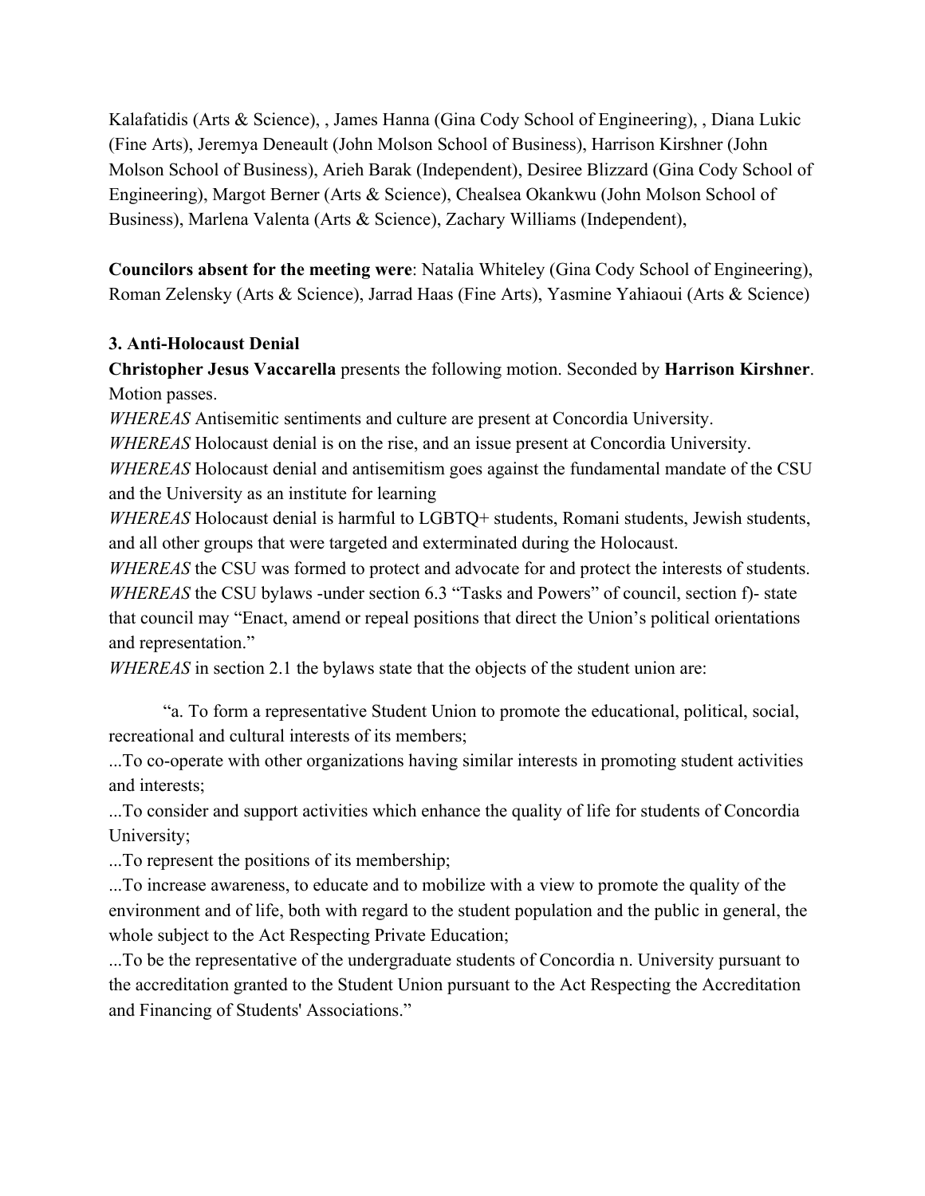Kalafatidis (Arts & Science), , James Hanna (Gina Cody School of Engineering), , Diana Lukic (Fine Arts), Jeremya Deneault (John Molson School of Business), Harrison Kirshner (John Molson School of Business), Arieh Barak (Independent), Desiree Blizzard (Gina Cody School of Engineering), Margot Berner (Arts & Science), Chealsea Okankwu (John Molson School of Business), Marlena Valenta (Arts & Science), Zachary Williams (Independent),

**Councilors absent for the meeting were**: Natalia Whiteley (Gina Cody School of Engineering), Roman Zelensky (Arts & Science), Jarrad Haas (Fine Arts), Yasmine Yahiaoui (Arts & Science)

### 3. Anti-Holocaust Denial

**Christopher Jesus Vaccarella** presents the following motion. Seconded by **Harrison Kirshner**. Motion passes.

*WHEREAS* Antisemitic sentiments and culture are present at Concordia University.

*WHEREAS* Holocaust denial is on the rise, and an issue present at Concordia University.

*WHEREAS* Holocaust denial and antisemitism goes against the fundamental mandate of the CSU and the University as an institute for learning

*WHEREAS* Holocaust denial is harmful to LGBTQ+ students, Romani students, Jewish students, and all other groups that were targeted and exterminated during the Holocaust.

*WHEREAS* the CSU was formed to protect and advocate for and protect the interests of students.

*WHEREAS* the CSU bylaws -under section 6.3 "Tasks and Powers" of council, section f)- state that council may "Enact, amend or repeal positions that direct the Union's political orientations and representation."

*WHEREAS* in section 2.1 the bylaws state that the objects of the student union are:

"a. To form a representative Student Union to promote the educational, political, social, recreational and cultural interests of its members;

...To co-operate with other organizations having similar interests in promoting student activities and interests;

...To consider and support activities which enhance the quality of life for students of Concordia University;

...To represent the positions of its membership;

...To increase awareness, to educate and to mobilize with a view to promote the quality of the environment and of life, both with regard to the student population and the public in general, the whole subject to the Act Respecting Private Education;

...To be the representative of the undergraduate students of Concordia n. University pursuant to the accreditation granted to the Student Union pursuant to the Act Respecting the Accreditation and Financing of Students' Associations."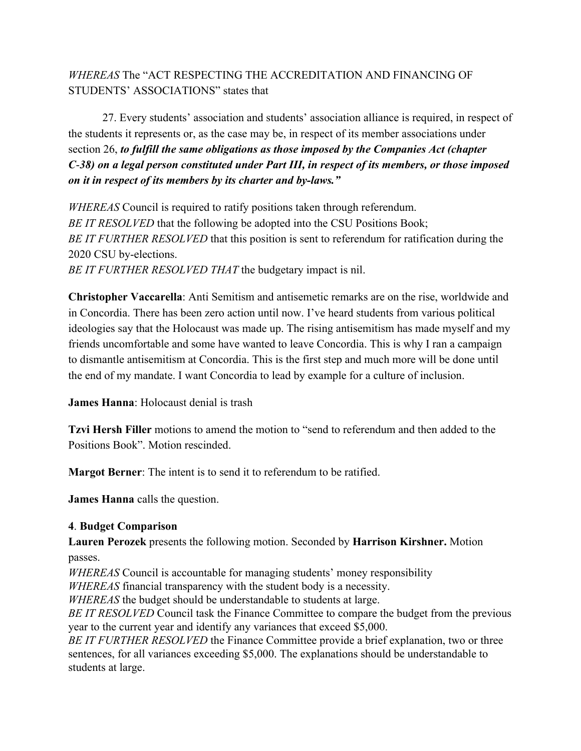*WHEREAS* The "ACT RESPECTING THE ACCREDITATION AND FINANCING OF STUDENTS' ASSOCIATIONS" states that

> 27. Every students' association and students' association alliance is required, in respect of the students it represents or, as the case may be, in respect of its member associations under section 26, ***to fulfill the same obligations as those imposed by the Companies Act (chapter C-38) on a legal person constituted under Part III, in respect of its members, or those imposed on it in respect of its members by its charter and by-laws."***

*WHEREAS* Council is required to ratify positions taken through referendum.
*BE IT RESOLVED* that the following be adopted into the CSU Positions Book;
*BE IT FURTHER RESOLVED* that this position is sent to referendum for ratification during the 2020 CSU by-elections.
*BE IT FURTHER RESOLVED THAT* the budgetary impact is nil.

**Christopher Vaccarella**: Anti Semitism and antisemetic remarks are on the rise, worldwide and in Concordia. There has been zero action until now. I've heard students from various political ideologies say that the Holocaust was made up. The rising antisemitism has made myself and my friends uncomfortable and some have wanted to leave Concordia. This is why I ran a campaign to dismantle antisemitism at Concordia. This is the first step and much more will be done until the end of my mandate. I want Concordia to lead by example for a culture of inclusion.

**James Hanna**: Holocaust denial is trash

**Tzvi Hersh Filler** motions to amend the motion to "send to referendum and then added to the Positions Book". Motion rescinded.

**Margot Berner**: The intent is to send it to referendum to be ratified.

**James Hanna** calls the question.

**4**. **Budget Comparison**

**Lauren Perozek** presents the following motion. Seconded by **Harrison Kirshner.** Motion passes.

*WHEREAS* Council is accountable for managing students' money responsibility
*WHEREAS* financial transparency with the student body is a necessity.
*WHEREAS* the budget should be understandable to students at large.
*BE IT RESOLVED* Council task the Finance Committee to compare the budget from the previous year to the current year and identify any variances that exceed $5,000.
*BE IT FURTHER RESOLVED* the Finance Committee provide a brief explanation, two or three sentences, for all variances exceeding $5,000. The explanations should be understandable to students at large.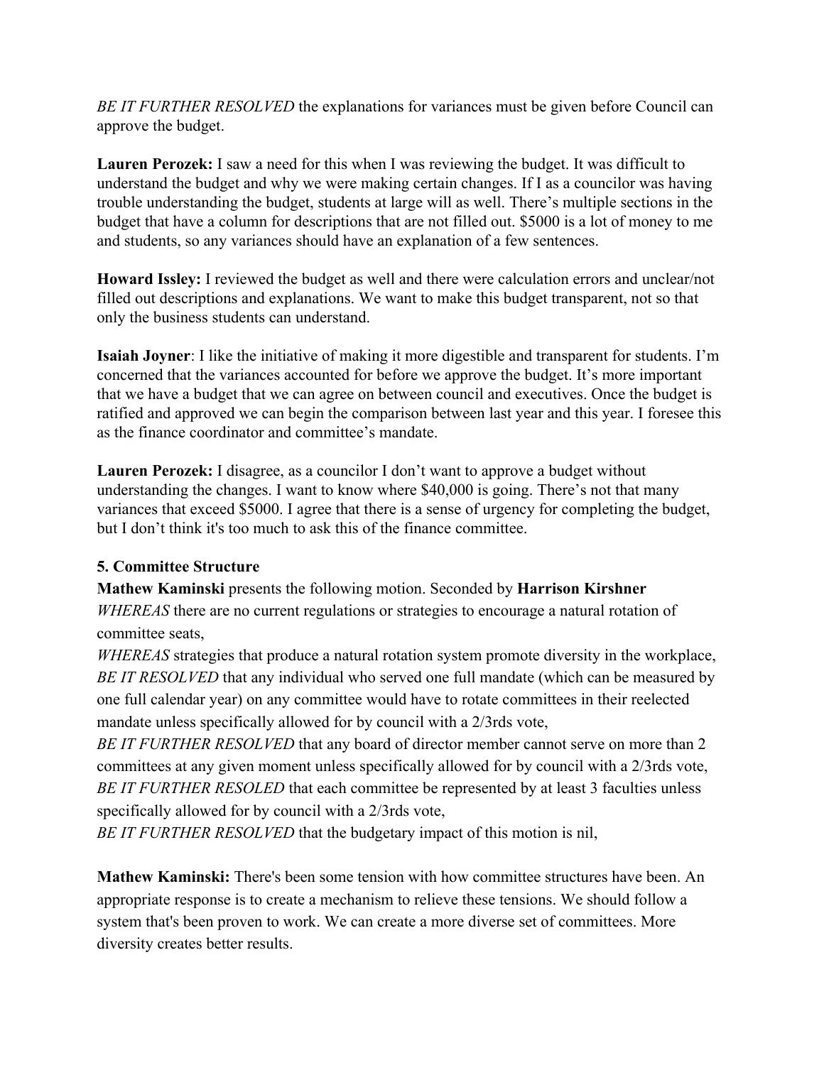*BE IT FURTHER RESOLVED* the explanations for variances must be given before Council can approve the budget.

**Lauren Perozek:** I saw a need for this when I was reviewing the budget. It was difficult to understand the budget and why we were making certain changes. If I as a councilor was having trouble understanding the budget, students at large will as well. There's multiple sections in the budget that have a column for descriptions that are not filled out. $5000 is a lot of money to me and students, so any variances should have an explanation of a few sentences.

**Howard Issley:** I reviewed the budget as well and there were calculation errors and unclear/not filled out descriptions and explanations. We want to make this budget transparent, not so that only the business students can understand.

**Isaiah Joyner**: I like the initiative of making it more digestible and transparent for students. I'm concerned that the variances accounted for before we approve the budget. It's more important that we have a budget that we can agree on between council and executives. Once the budget is ratified and approved we can begin the comparison between last year and this year. I foresee this as the finance coordinator and committee's mandate.

**Lauren Perozek:** I disagree, as a councilor I don't want to approve a budget without understanding the changes. I want to know where $40,000 is going. There's not that many variances that exceed $5000. I agree that there is a sense of urgency for completing the budget, but I don't think it's too much to ask this of the finance committee.

**5. Committee Structure**

**Mathew Kaminski** presents the following motion. Seconded by **Harrison Kirshner**
*WHEREAS* there are no current regulations or strategies to encourage a natural rotation of committee seats,
*WHEREAS* strategies that produce a natural rotation system promote diversity in the workplace,
*BE IT RESOLVED* that any individual who served one full mandate (which can be measured by one full calendar year) on any committee would have to rotate committees in their reelected mandate unless specifically allowed for by council with a 2/3rds vote,
*BE IT FURTHER RESOLVED* that any board of director member cannot serve on more than 2 committees at any given moment unless specifically allowed for by council with a 2/3rds vote,
*BE IT FURTHER RESOLED* that each committee be represented by at least 3 faculties unless specifically allowed for by council with a 2/3rds vote,
*BE IT FURTHER RESOLVED* that the budgetary impact of this motion is nil,

**Mathew Kaminski:** There's been some tension with how committee structures have been. An appropriate response is to create a mechanism to relieve these tensions. We should follow a system that's been proven to work. We can create a more diverse set of committees. More diversity creates better results.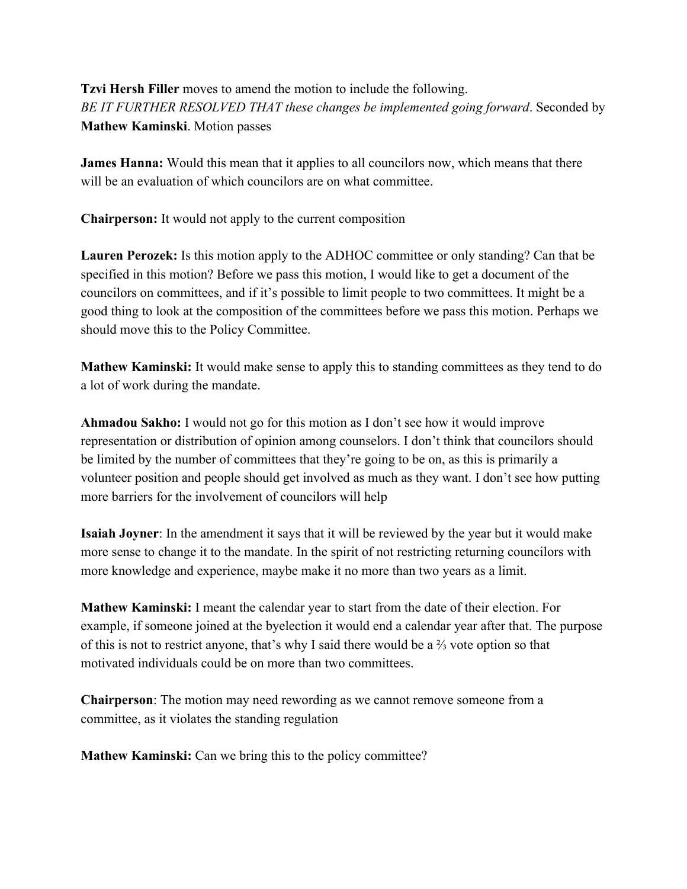**Tzvi Hersh Filler** moves to amend the motion to include the following.
*BE IT FURTHER RESOLVED THAT these changes be implemented going forward*. Seconded by **Mathew Kaminski**. Motion passes

**James Hanna:** Would this mean that it applies to all councilors now, which means that there will be an evaluation of which councilors are on what committee.

**Chairperson:** It would not apply to the current composition

**Lauren Perozek:** Is this motion apply to the ADHOC committee or only standing? Can that be specified in this motion? Before we pass this motion, I would like to get a document of the councilors on committees, and if it's possible to limit people to two committees. It might be a good thing to look at the composition of the committees before we pass this motion. Perhaps we should move this to the Policy Committee.

**Mathew Kaminski:** It would make sense to apply this to standing committees as they tend to do a lot of work during the mandate.

**Ahmadou Sakho:** I would not go for this motion as I don't see how it would improve representation or distribution of opinion among counselors. I don't think that councilors should be limited by the number of committees that they're going to be on, as this is primarily a volunteer position and people should get involved as much as they want. I don't see how putting more barriers for the involvement of councilors will help

**Isaiah Joyner**: In the amendment it says that it will be reviewed by the year but it would make more sense to change it to the mandate. In the spirit of not restricting returning councilors with more knowledge and experience, maybe make it no more than two years as a limit.

**Mathew Kaminski:** I meant the calendar year to start from the date of their election. For example, if someone joined at the byelection it would end a calendar year after that. The purpose of this is not to restrict anyone, that's why I said there would be a ⅔ vote option so that motivated individuals could be on more than two committees.

**Chairperson**: The motion may need rewording as we cannot remove someone from a committee, as it violates the standing regulation

**Mathew Kaminski:** Can we bring this to the policy committee?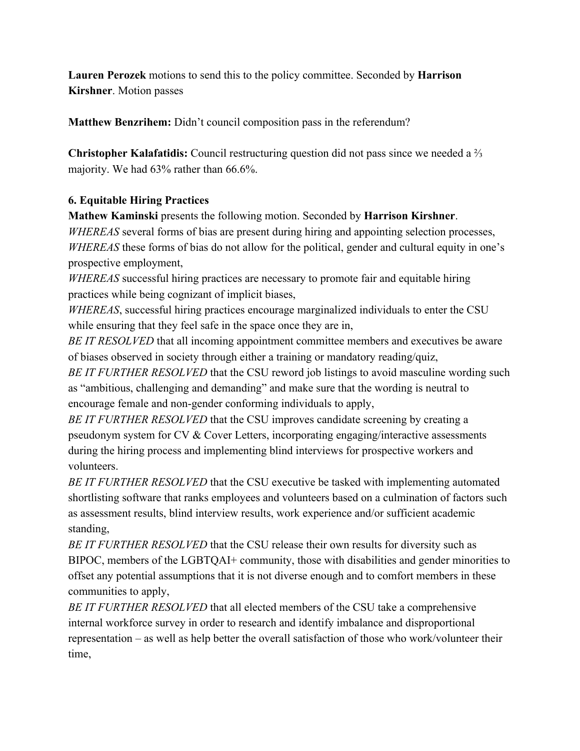**Lauren Perozek** motions to send this to the policy committee. Seconded by **Harrison Kirshner**. Motion passes

**Matthew Benzrihem:** Didn't council composition pass in the referendum?

**Christopher Kalafatidis:** Council restructuring question did not pass since we needed a ⅔ majority. We had 63% rather than 66.6%.

**6. Equitable Hiring Practices**

**Mathew Kaminski** presents the following motion. Seconded by **Harrison Kirshner**.
*WHEREAS* several forms of bias are present during hiring and appointing selection processes,
*WHEREAS* these forms of bias do not allow for the political, gender and cultural equity in one's prospective employment,
*WHEREAS* successful hiring practices are necessary to promote fair and equitable hiring practices while being cognizant of implicit biases,
*WHEREAS*, successful hiring practices encourage marginalized individuals to enter the CSU while ensuring that they feel safe in the space once they are in,
*BE IT RESOLVED* that all incoming appointment committee members and executives be aware of biases observed in society through either a training or mandatory reading/quiz,
*BE IT FURTHER RESOLVED* that the CSU reword job listings to avoid masculine wording such as "ambitious, challenging and demanding" and make sure that the wording is neutral to encourage female and non-gender conforming individuals to apply,
*BE IT FURTHER RESOLVED* that the CSU improves candidate screening by creating a pseudonym system for CV & Cover Letters, incorporating engaging/interactive assessments during the hiring process and implementing blind interviews for prospective workers and volunteers.
*BE IT FURTHER RESOLVED* that the CSU executive be tasked with implementing automated shortlisting software that ranks employees and volunteers based on a culmination of factors such as assessment results, blind interview results, work experience and/or sufficient academic standing,
*BE IT FURTHER RESOLVED* that the CSU release their own results for diversity such as BIPOC, members of the LGBTQAI+ community, those with disabilities and gender minorities to offset any potential assumptions that it is not diverse enough and to comfort members in these communities to apply,
*BE IT FURTHER RESOLVED* that all elected members of the CSU take a comprehensive internal workforce survey in order to research and identify imbalance and disproportional representation – as well as help better the overall satisfaction of those who work/volunteer their time,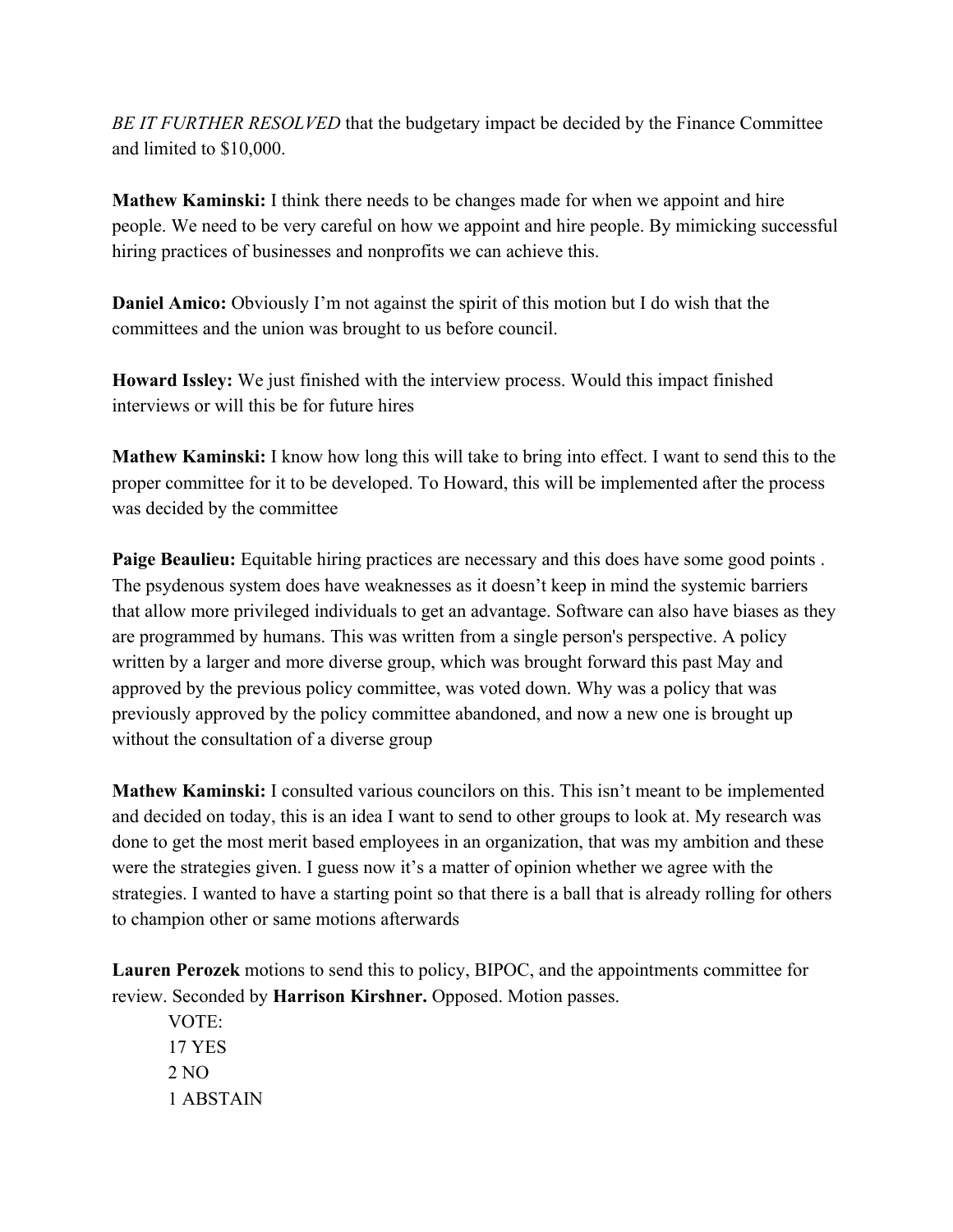*BE IT FURTHER RESOLVED* that the budgetary impact be decided by the Finance Committee and limited to $10,000.

**Mathew Kaminski:** I think there needs to be changes made for when we appoint and hire people. We need to be very careful on how we appoint and hire people. By mimicking successful hiring practices of businesses and nonprofits we can achieve this.

**Daniel Amico:** Obviously I'm not against the spirit of this motion but I do wish that the committees and the union was brought to us before council.

**Howard Issley:** We just finished with the interview process. Would this impact finished interviews or will this be for future hires

**Mathew Kaminski:** I know how long this will take to bring into effect. I want to send this to the proper committee for it to be developed. To Howard, this will be implemented after the process was decided by the committee

**Paige Beaulieu:** Equitable hiring practices are necessary and this does have some good points . The psydenous system does have weaknesses as it doesn't keep in mind the systemic barriers that allow more privileged individuals to get an advantage. Software can also have biases as they are programmed by humans. This was written from a single person's perspective. A policy written by a larger and more diverse group, which was brought forward this past May and approved by the previous policy committee, was voted down. Why was a policy that was previously approved by the policy committee abandoned, and now a new one is brought up without the consultation of a diverse group

**Mathew Kaminski:** I consulted various councilors on this. This isn't meant to be implemented and decided on today, this is an idea I want to send to other groups to look at. My research was done to get the most merit based employees in an organization, that was my ambition and these were the strategies given. I guess now it's a matter of opinion whether we agree with the strategies. I wanted to have a starting point so that there is a ball that is already rolling for others to champion other or same motions afterwards

**Lauren Perozek** motions to send this to policy, BIPOC, and the appointments committee for review. Seconded by **Harrison Kirshner.** Opposed. Motion passes.

VOTE:
17 YES
2 NO
1 ABSTAIN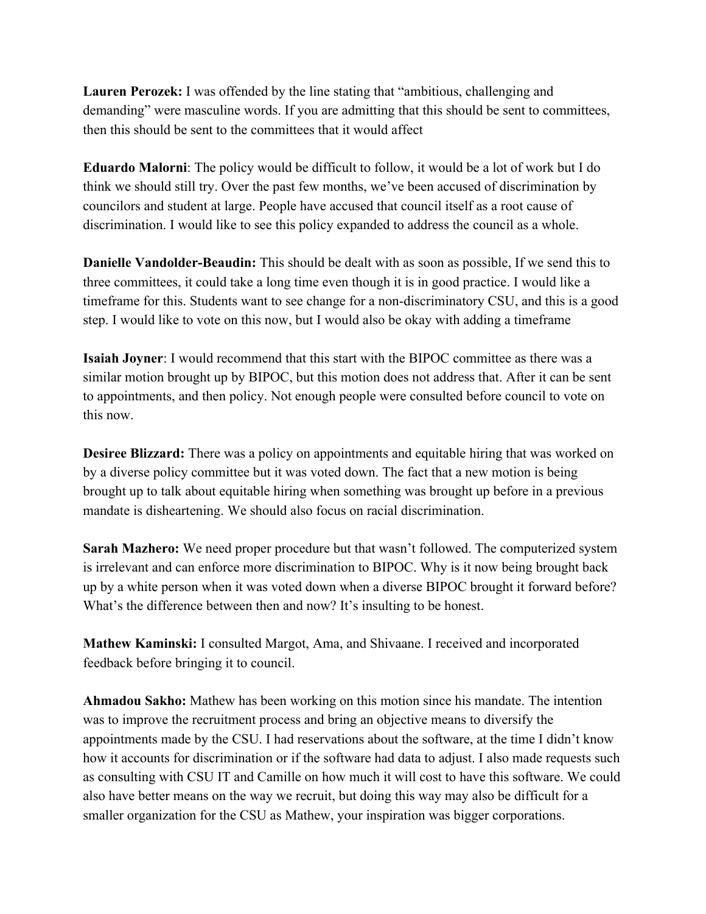**Lauren Perozek:** I was offended by the line stating that "ambitious, challenging and demanding" were masculine words. If you are admitting that this should be sent to committees, then this should be sent to the committees that it would affect

**Eduardo Malorni**: The policy would be difficult to follow, it would be a lot of work but I do think we should still try. Over the past few months, we've been accused of discrimination by councilors and student at large. People have accused that council itself as a root cause of discrimination. I would like to see this policy expanded to address the council as a whole.

**Danielle Vandolder-Beaudin:** This should be dealt with as soon as possible, If we send this to three committees, it could take a long time even though it is in good practice. I would like a timeframe for this. Students want to see change for a non-discriminatory CSU, and this is a good step. I would like to vote on this now, but I would also be okay with adding a timeframe

**Isaiah Joyner**: I would recommend that this start with the BIPOC committee as there was a similar motion brought up by BIPOC, but this motion does not address that. After it can be sent to appointments, and then policy. Not enough people were consulted before council to vote on this now.

**Desiree Blizzard:** There was a policy on appointments and equitable hiring that was worked on by a diverse policy committee but it was voted down. The fact that a new motion is being brought up to talk about equitable hiring when something was brought up before in a previous mandate is disheartening. We should also focus on racial discrimination.

**Sarah Mazhero:** We need proper procedure but that wasn't followed. The computerized system is irrelevant and can enforce more discrimination to BIPOC. Why is it now being brought back up by a white person when it was voted down when a diverse BIPOC brought it forward before? What's the difference between then and now? It's insulting to be honest.

**Mathew Kaminski:** I consulted Margot, Ama, and Shivaane. I received and incorporated feedback before bringing it to council.

**Ahmadou Sakho:** Mathew has been working on this motion since his mandate. The intention was to improve the recruitment process and bring an objective means to diversify the appointments made by the CSU. I had reservations about the software, at the time I didn't know how it accounts for discrimination or if the software had data to adjust. I also made requests such as consulting with CSU IT and Camille on how much it will cost to have this software. We could also have better means on the way we recruit, but doing this way may also be difficult for a smaller organization for the CSU as Mathew, your inspiration was bigger corporations.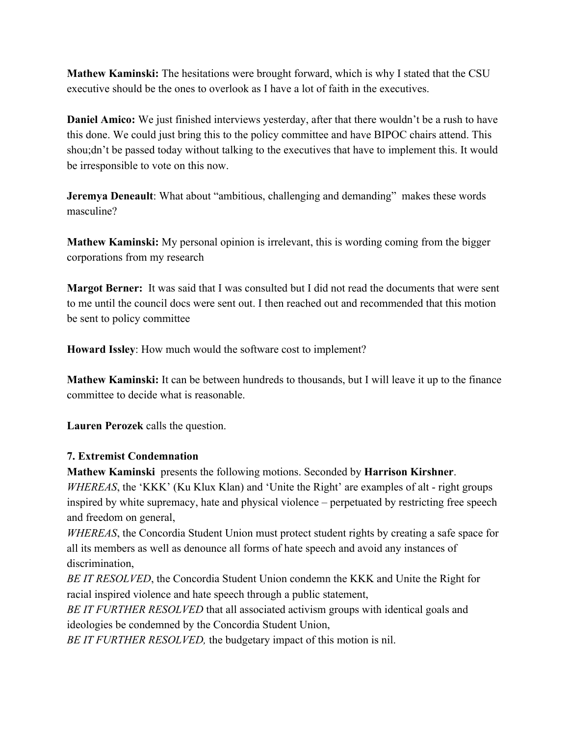**Mathew Kaminski:** The hesitations were brought forward, which is why I stated that the CSU executive should be the ones to overlook as I have a lot of faith in the executives.

**Daniel Amico:** We just finished interviews yesterday, after that there wouldn't be a rush to have this done. We could just bring this to the policy committee and have BIPOC chairs attend. This shou;dn't be passed today without talking to the executives that have to implement this. It would be irresponsible to vote on this now.

**Jeremya Deneault**: What about "ambitious, challenging and demanding" makes these words masculine?

**Mathew Kaminski:** My personal opinion is irrelevant, this is wording coming from the bigger corporations from my research

**Margot Berner:** It was said that I was consulted but I did not read the documents that were sent to me until the council docs were sent out. I then reached out and recommended that this motion be sent to policy committee

**Howard Issley**: How much would the software cost to implement?

**Mathew Kaminski:** It can be between hundreds to thousands, but I will leave it up to the finance committee to decide what is reasonable.

**Lauren Perozek** calls the question.

**7. Extremist Condemnation**

**Mathew Kaminski** presents the following motions. Seconded by **Harrison Kirshner**.

*WHEREAS*, the 'KKK' (Ku Klux Klan) and 'Unite the Right' are examples of alt - right groups inspired by white supremacy, hate and physical violence – perpetuated by restricting free speech and freedom on general,

*WHEREAS*, the Concordia Student Union must protect student rights by creating a safe space for all its members as well as denounce all forms of hate speech and avoid any instances of discrimination,

*BE IT RESOLVED*, the Concordia Student Union condemn the KKK and Unite the Right for racial inspired violence and hate speech through a public statement,

*BE IT FURTHER RESOLVED* that all associated activism groups with identical goals and ideologies be condemned by the Concordia Student Union,

*BE IT FURTHER RESOLVED,* the budgetary impact of this motion is nil.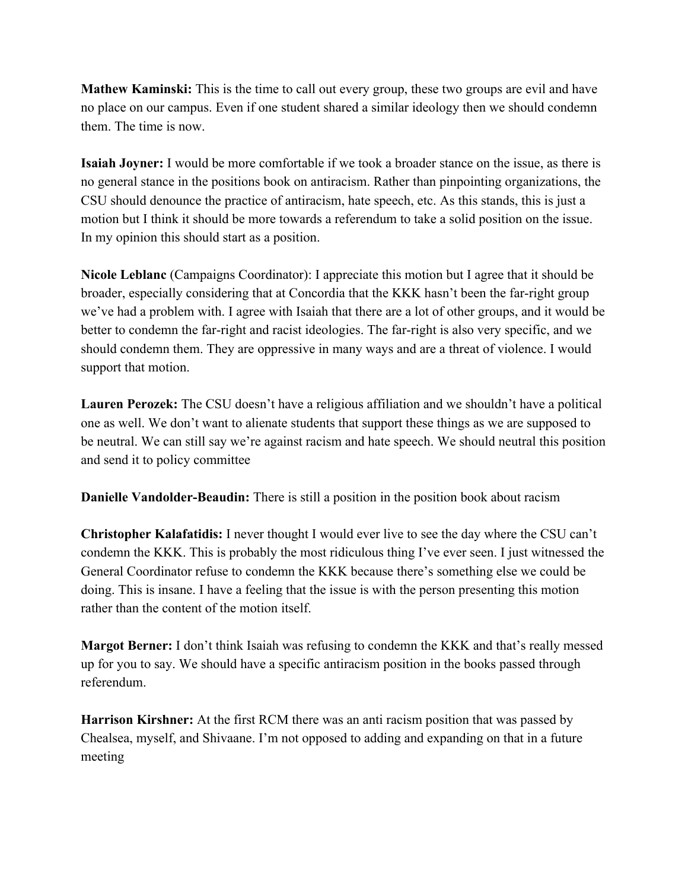**Mathew Kaminski:** This is the time to call out every group, these two groups are evil and have no place on our campus. Even if one student shared a similar ideology then we should condemn them. The time is now.

**Isaiah Joyner:** I would be more comfortable if we took a broader stance on the issue, as there is no general stance in the positions book on antiracism. Rather than pinpointing organizations, the CSU should denounce the practice of antiracism, hate speech, etc. As this stands, this is just a motion but I think it should be more towards a referendum to take a solid position on the issue. In my opinion this should start as a position.

**Nicole Leblanc** (Campaigns Coordinator): I appreciate this motion but I agree that it should be broader, especially considering that at Concordia that the KKK hasn't been the far-right group we've had a problem with. I agree with Isaiah that there are a lot of other groups, and it would be better to condemn the far-right and racist ideologies. The far-right is also very specific, and we should condemn them. They are oppressive in many ways and are a threat of violence. I would support that motion.

**Lauren Perozek:** The CSU doesn't have a religious affiliation and we shouldn't have a political one as well. We don't want to alienate students that support these things as we are supposed to be neutral. We can still say we're against racism and hate speech. We should neutral this position and send it to policy committee

**Danielle Vandolder-Beaudin:** There is still a position in the position book about racism

**Christopher Kalafatidis:** I never thought I would ever live to see the day where the CSU can't condemn the KKK. This is probably the most ridiculous thing I've ever seen. I just witnessed the General Coordinator refuse to condemn the KKK because there's something else we could be doing. This is insane. I have a feeling that the issue is with the person presenting this motion rather than the content of the motion itself.

**Margot Berner:** I don't think Isaiah was refusing to condemn the KKK and that's really messed up for you to say. We should have a specific antiracism position in the books passed through referendum.

**Harrison Kirshner:** At the first RCM there was an anti racism position that was passed by Chealsea, myself, and Shivaane. I'm not opposed to adding and expanding on that in a future meeting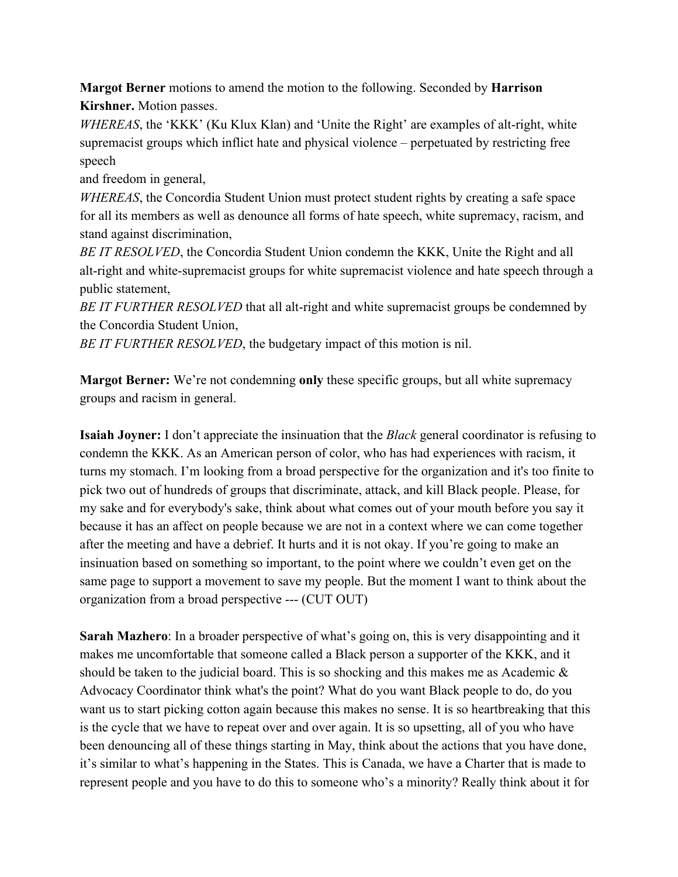**Margot Berner** motions to amend the motion to the following. Seconded by **Harrison Kirshner.** Motion passes.

*WHEREAS*, the 'KKK' (Ku Klux Klan) and 'Unite the Right' are examples of alt-right, white supremacist groups which inflict hate and physical violence – perpetuated by restricting free speech
and freedom in general,

*WHEREAS*, the Concordia Student Union must protect student rights by creating a safe space for all its members as well as denounce all forms of hate speech, white supremacy, racism, and stand against discrimination,

*BE IT RESOLVED*, the Concordia Student Union condemn the KKK, Unite the Right and all alt-right and white-supremacist groups for white supremacist violence and hate speech through a public statement,

*BE IT FURTHER RESOLVED* that all alt-right and white supremacist groups be condemned by the Concordia Student Union,

*BE IT FURTHER RESOLVED*, the budgetary impact of this motion is nil.

**Margot Berner:** We're not condemning **only** these specific groups, but all white supremacy groups and racism in general.

**Isaiah Joyner:** I don't appreciate the insinuation that the *Black* general coordinator is refusing to condemn the KKK. As an American person of color, who has had experiences with racism, it turns my stomach. I'm looking from a broad perspective for the organization and it's too finite to pick two out of hundreds of groups that discriminate, attack, and kill Black people. Please, for my sake and for everybody's sake, think about what comes out of your mouth before you say it because it has an affect on people because we are not in a context where we can come together after the meeting and have a debrief. It hurts and it is not okay. If you're going to make an insinuation based on something so important, to the point where we couldn't even get on the same page to support a movement to save my people. But the moment I want to think about the organization from a broad perspective --- (CUT OUT)

**Sarah Mazhero**: In a broader perspective of what's going on, this is very disappointing and it makes me uncomfortable that someone called a Black person a supporter of the KKK, and it should be taken to the judicial board. This is so shocking and this makes me as Academic & Advocacy Coordinator think what's the point? What do you want Black people to do, do you want us to start picking cotton again because this makes no sense. It is so heartbreaking that this is the cycle that we have to repeat over and over again. It is so upsetting, all of you who have been denouncing all of these things starting in May, think about the actions that you have done, it's similar to what's happening in the States. This is Canada, we have a Charter that is made to represent people and you have to do this to someone who's a minority? Really think about it for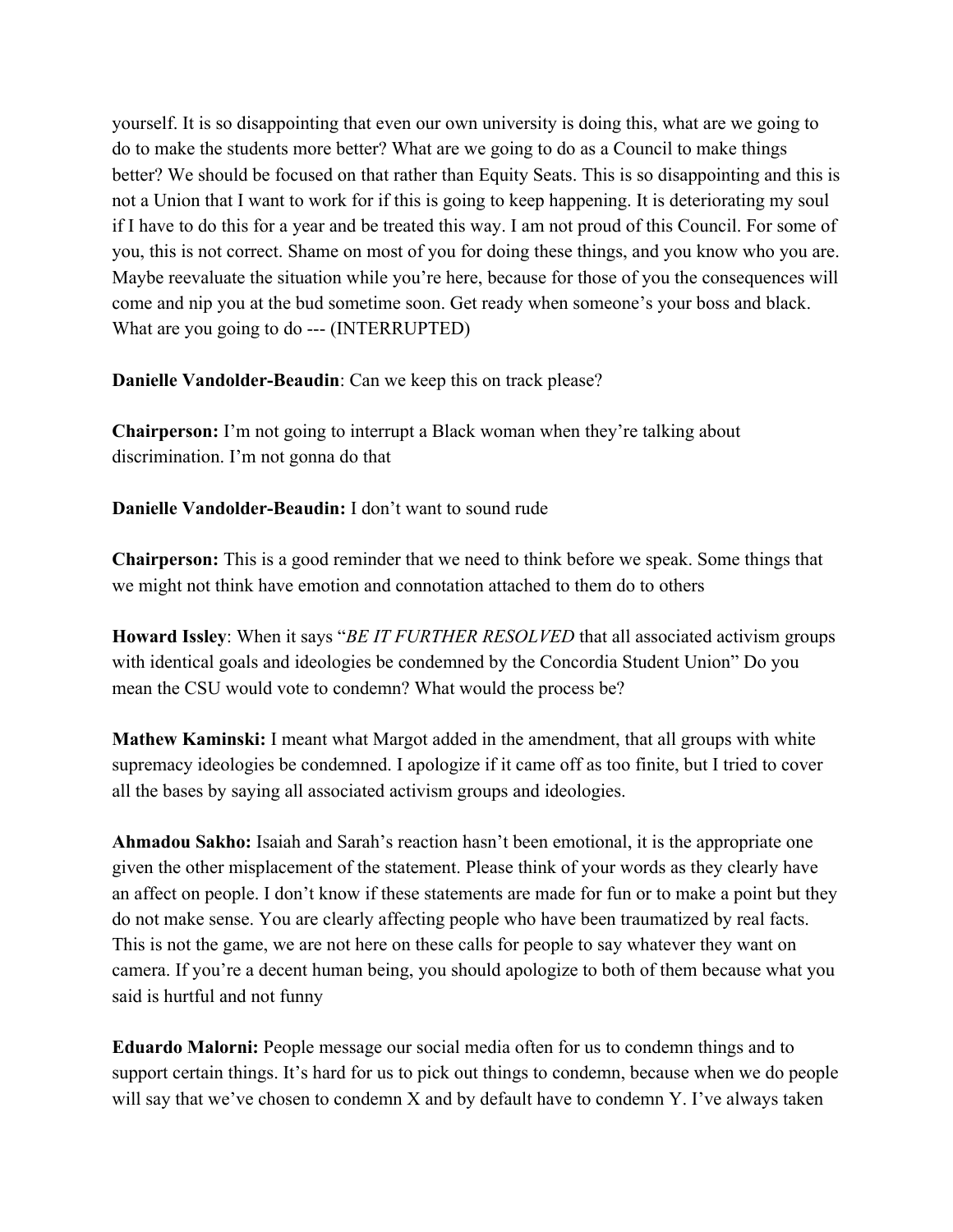yourself. It is so disappointing that even our own university is doing this, what are we going to do to make the students more better? What are we going to do as a Council to make things better? We should be focused on that rather than Equity Seats. This is so disappointing and this is not a Union that I want to work for if this is going to keep happening. It is deteriorating my soul if I have to do this for a year and be treated this way. I am not proud of this Council. For some of you, this is not correct. Shame on most of you for doing these things, and you know who you are. Maybe reevaluate the situation while you're here, because for those of you the consequences will come and nip you at the bud sometime soon. Get ready when someone's your boss and black. What are you going to do --- (INTERRUPTED)

**Danielle Vandolder-Beaudin**: Can we keep this on track please?

**Chairperson:** I'm not going to interrupt a Black woman when they're talking about discrimination. I'm not gonna do that

**Danielle Vandolder-Beaudin:** I don't want to sound rude

**Chairperson:** This is a good reminder that we need to think before we speak. Some things that we might not think have emotion and connotation attached to them do to others

**Howard Issley**: When it says "*BE IT FURTHER RESOLVED* that all associated activism groups with identical goals and ideologies be condemned by the Concordia Student Union" Do you mean the CSU would vote to condemn? What would the process be?

**Mathew Kaminski:** I meant what Margot added in the amendment, that all groups with white supremacy ideologies be condemned. I apologize if it came off as too finite, but I tried to cover all the bases by saying all associated activism groups and ideologies.

**Ahmadou Sakho:** Isaiah and Sarah's reaction hasn't been emotional, it is the appropriate one given the other misplacement of the statement. Please think of your words as they clearly have an affect on people. I don't know if these statements are made for fun or to make a point but they do not make sense. You are clearly affecting people who have been traumatized by real facts. This is not the game, we are not here on these calls for people to say whatever they want on camera. If you're a decent human being, you should apologize to both of them because what you said is hurtful and not funny

**Eduardo Malorni:** People message our social media often for us to condemn things and to support certain things. It's hard for us to pick out things to condemn, because when we do people will say that we've chosen to condemn X and by default have to condemn Y. I've always taken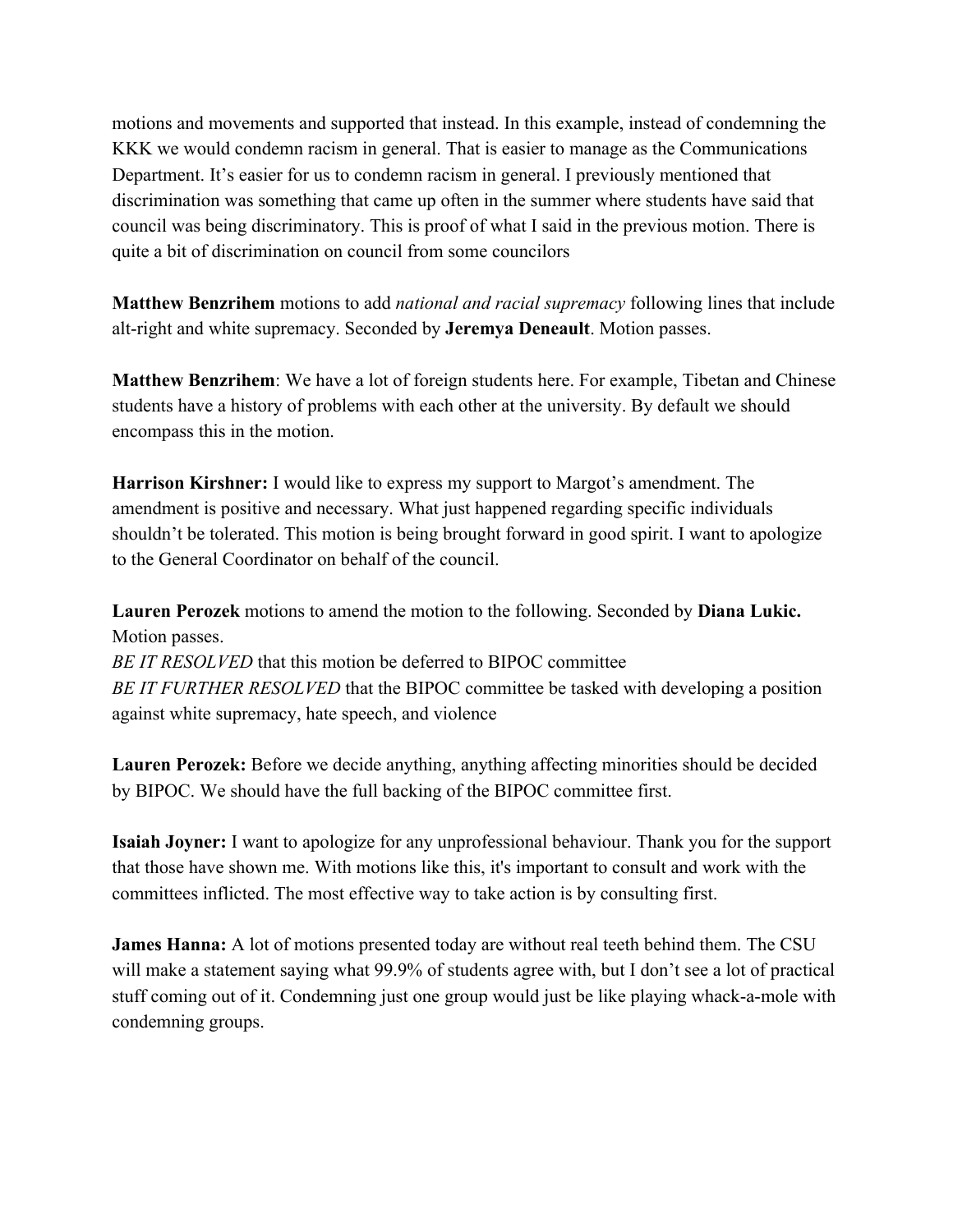motions and movements and supported that instead. In this example, instead of condemning the KKK we would condemn racism in general. That is easier to manage as the Communications Department. It's easier for us to condemn racism in general. I previously mentioned that discrimination was something that came up often in the summer where students have said that council was being discriminatory. This is proof of what I said in the previous motion. There is quite a bit of discrimination on council from some councilors

**Matthew Benzrihem** motions to add *national and racial supremacy* following lines that include alt-right and white supremacy. Seconded by **Jeremya Deneault**. Motion passes.

**Matthew Benzrihem**: We have a lot of foreign students here. For example, Tibetan and Chinese students have a history of problems with each other at the university. By default we should encompass this in the motion.

**Harrison Kirshner:** I would like to express my support to Margot's amendment. The amendment is positive and necessary. What just happened regarding specific individuals shouldn't be tolerated. This motion is being brought forward in good spirit. I want to apologize to the General Coordinator on behalf of the council.

**Lauren Perozek** motions to amend the motion to the following. Seconded by **Diana Lukic.** Motion passes.

*BE IT RESOLVED* that this motion be deferred to BIPOC committee

*BE IT FURTHER RESOLVED* that the BIPOC committee be tasked with developing a position against white supremacy, hate speech, and violence

**Lauren Perozek:** Before we decide anything, anything affecting minorities should be decided by BIPOC. We should have the full backing of the BIPOC committee first.

**Isaiah Joyner:** I want to apologize for any unprofessional behaviour. Thank you for the support that those have shown me. With motions like this, it's important to consult and work with the committees inflicted. The most effective way to take action is by consulting first.

**James Hanna:** A lot of motions presented today are without real teeth behind them. The CSU will make a statement saying what 99.9% of students agree with, but I don't see a lot of practical stuff coming out of it. Condemning just one group would just be like playing whack-a-mole with condemning groups.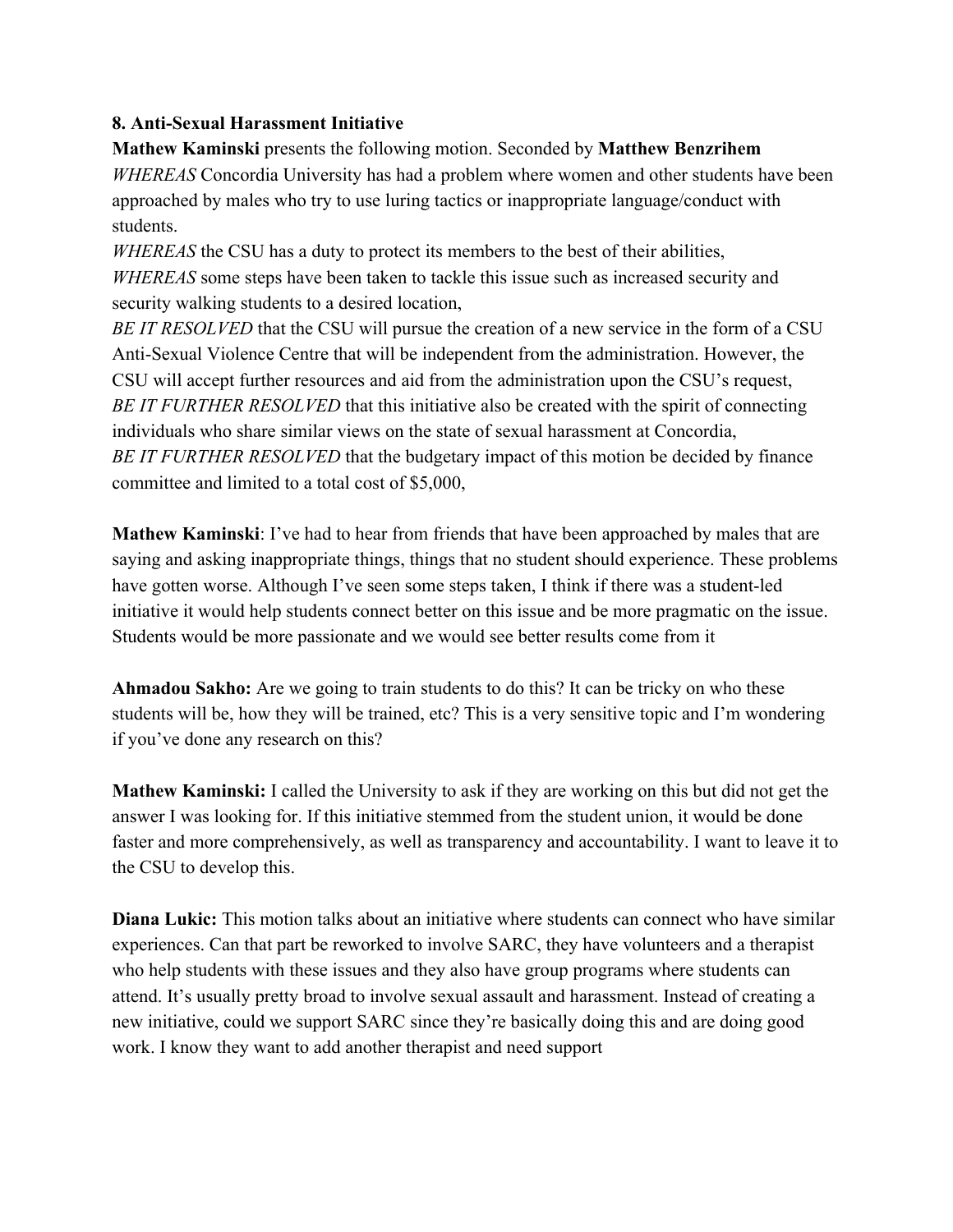**8. Anti-Sexual Harassment Initiative**

**Mathew Kaminski** presents the following motion. Seconded by **Matthew Benzrihem**

*WHEREAS* Concordia University has had a problem where women and other students have been approached by males who try to use luring tactics or inappropriate language/conduct with students.

*WHEREAS* the CSU has a duty to protect its members to the best of their abilities,

*WHEREAS* some steps have been taken to tackle this issue such as increased security and security walking students to a desired location,

*BE IT RESOLVED* that the CSU will pursue the creation of a new service in the form of a CSU Anti-Sexual Violence Centre that will be independent from the administration. However, the CSU will accept further resources and aid from the administration upon the CSU's request,

*BE IT FURTHER RESOLVED* that this initiative also be created with the spirit of connecting individuals who share similar views on the state of sexual harassment at Concordia,

*BE IT FURTHER RESOLVED* that the budgetary impact of this motion be decided by finance committee and limited to a total cost of $5,000,

**Mathew Kaminski**: I've had to hear from friends that have been approached by males that are saying and asking inappropriate things, things that no student should experience. These problems have gotten worse. Although I've seen some steps taken, I think if there was a student-led initiative it would help students connect better on this issue and be more pragmatic on the issue. Students would be more passionate and we would see better results come from it

**Ahmadou Sakho:** Are we going to train students to do this? It can be tricky on who these students will be, how they will be trained, etc? This is a very sensitive topic and I'm wondering if you've done any research on this?

**Mathew Kaminski:** I called the University to ask if they are working on this but did not get the answer I was looking for. If this initiative stemmed from the student union, it would be done faster and more comprehensively, as well as transparency and accountability. I want to leave it to the CSU to develop this.

**Diana Lukic:** This motion talks about an initiative where students can connect who have similar experiences. Can that part be reworked to involve SARC, they have volunteers and a therapist who help students with these issues and they also have group programs where students can attend. It's usually pretty broad to involve sexual assault and harassment. Instead of creating a new initiative, could we support SARC since they're basically doing this and are doing good work. I know they want to add another therapist and need support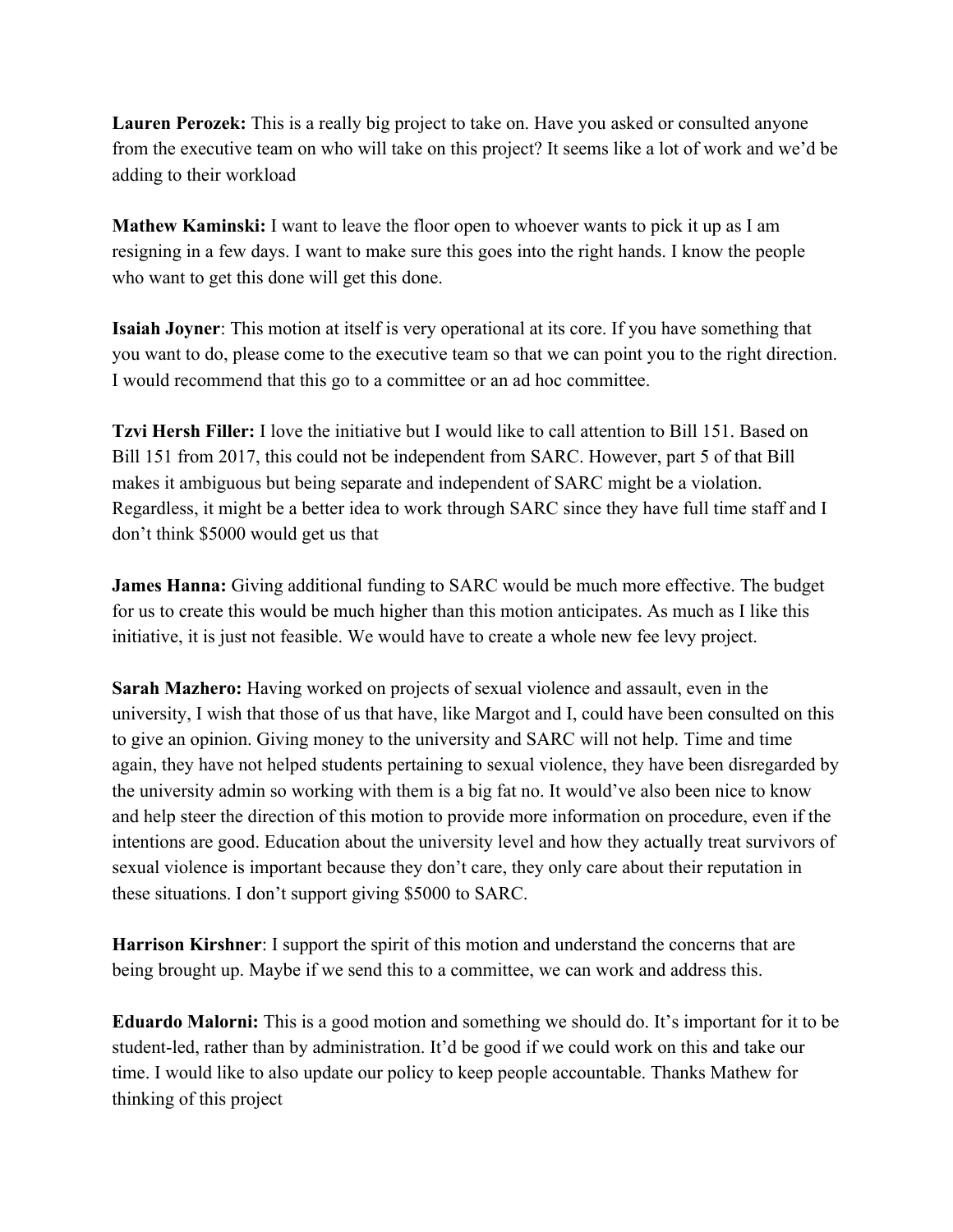**Lauren Perozek:** This is a really big project to take on. Have you asked or consulted anyone from the executive team on who will take on this project? It seems like a lot of work and we'd be adding to their workload

**Mathew Kaminski:** I want to leave the floor open to whoever wants to pick it up as I am resigning in a few days. I want to make sure this goes into the right hands. I know the people who want to get this done will get this done.

**Isaiah Joyner**: This motion at itself is very operational at its core. If you have something that you want to do, please come to the executive team so that we can point you to the right direction. I would recommend that this go to a committee or an ad hoc committee.

**Tzvi Hersh Filler:** I love the initiative but I would like to call attention to Bill 151. Based on Bill 151 from 2017, this could not be independent from SARC. However, part 5 of that Bill makes it ambiguous but being separate and independent of SARC might be a violation. Regardless, it might be a better idea to work through SARC since they have full time staff and I don't think $5000 would get us that

**James Hanna:** Giving additional funding to SARC would be much more effective. The budget for us to create this would be much higher than this motion anticipates. As much as I like this initiative, it is just not feasible. We would have to create a whole new fee levy project.

**Sarah Mazhero:** Having worked on projects of sexual violence and assault, even in the university, I wish that those of us that have, like Margot and I, could have been consulted on this to give an opinion. Giving money to the university and SARC will not help. Time and time again, they have not helped students pertaining to sexual violence, they have been disregarded by the university admin so working with them is a big fat no. It would've also been nice to know and help steer the direction of this motion to provide more information on procedure, even if the intentions are good. Education about the university level and how they actually treat survivors of sexual violence is important because they don't care, they only care about their reputation in these situations. I don't support giving $5000 to SARC.

**Harrison Kirshner**: I support the spirit of this motion and understand the concerns that are being brought up. Maybe if we send this to a committee, we can work and address this.

**Eduardo Malorni:** This is a good motion and something we should do. It's important for it to be student-led, rather than by administration. It'd be good if we could work on this and take our time. I would like to also update our policy to keep people accountable. Thanks Mathew for thinking of this project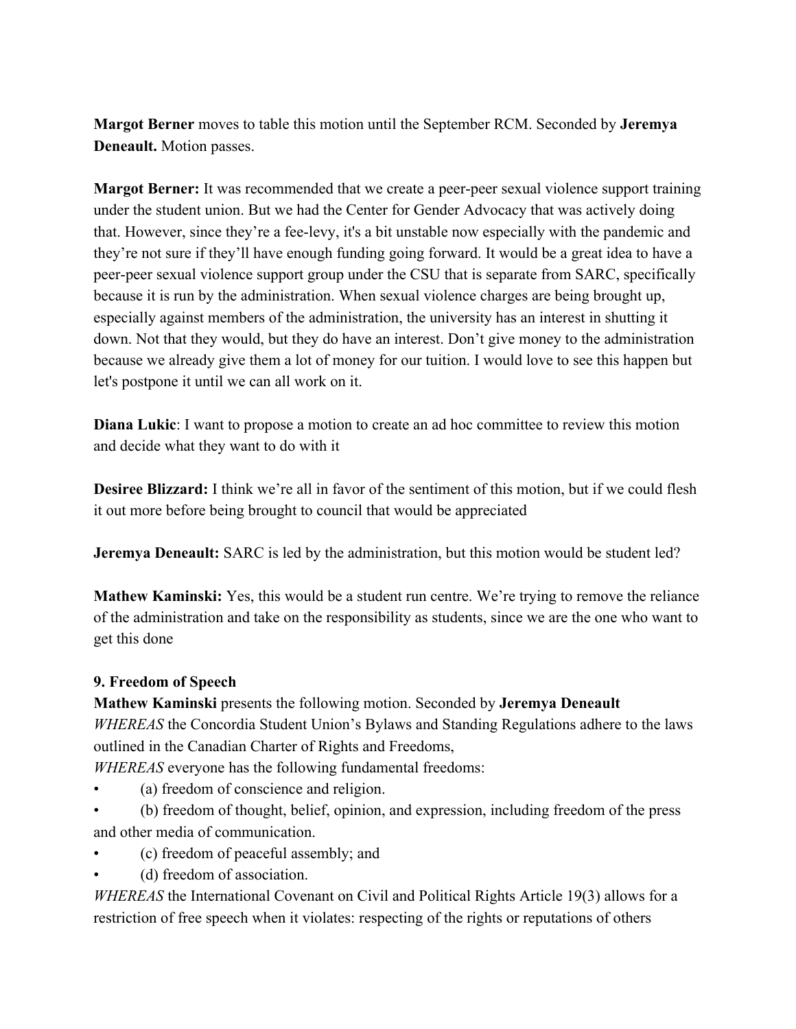**Margot Berner** moves to table this motion until the September RCM. Seconded by **Jeremya Deneault.** Motion passes.

**Margot Berner:** It was recommended that we create a peer-peer sexual violence support training under the student union. But we had the Center for Gender Advocacy that was actively doing that. However, since they're a fee-levy, it's a bit unstable now especially with the pandemic and they're not sure if they'll have enough funding going forward. It would be a great idea to have a peer-peer sexual violence support group under the CSU that is separate from SARC, specifically because it is run by the administration. When sexual violence charges are being brought up, especially against members of the administration, the university has an interest in shutting it down. Not that they would, but they do have an interest. Don't give money to the administration because we already give them a lot of money for our tuition. I would love to see this happen but let's postpone it until we can all work on it.

**Diana Lukic**: I want to propose a motion to create an ad hoc committee to review this motion and decide what they want to do with it

**Desiree Blizzard:** I think we're all in favor of the sentiment of this motion, but if we could flesh it out more before being brought to council that would be appreciated

**Jeremya Deneault:** SARC is led by the administration, but this motion would be student led?

**Mathew Kaminski:** Yes, this would be a student run centre. We're trying to remove the reliance of the administration and take on the responsibility as students, since we are the one who want to get this done

**9. Freedom of Speech**

**Mathew Kaminski** presents the following motion. Seconded by **Jeremya Deneault**

*WHEREAS* the Concordia Student Union's Bylaws and Standing Regulations adhere to the laws outlined in the Canadian Charter of Rights and Freedoms,

*WHEREAS* everyone has the following fundamental freedoms:

- (a) freedom of conscience and religion.
- (b) freedom of thought, belief, opinion, and expression, including freedom of the press and other media of communication.
- (c) freedom of peaceful assembly; and
- (d) freedom of association.

*WHEREAS* the International Covenant on Civil and Political Rights Article 19(3) allows for a restriction of free speech when it violates: respecting of the rights or reputations of others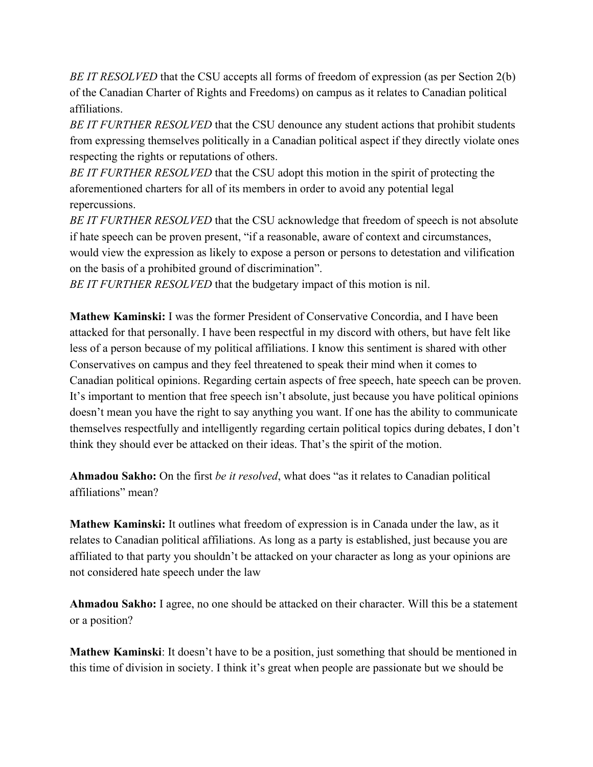*BE IT RESOLVED* that the CSU accepts all forms of freedom of expression (as per Section 2(b) of the Canadian Charter of Rights and Freedoms) on campus as it relates to Canadian political affiliations.
*BE IT FURTHER RESOLVED* that the CSU denounce any student actions that prohibit students from expressing themselves politically in a Canadian political aspect if they directly violate ones respecting the rights or reputations of others.
*BE IT FURTHER RESOLVED* that the CSU adopt this motion in the spirit of protecting the aforementioned charters for all of its members in order to avoid any potential legal repercussions.
*BE IT FURTHER RESOLVED* that the CSU acknowledge that freedom of speech is not absolute if hate speech can be proven present, "if a reasonable, aware of context and circumstances, would view the expression as likely to expose a person or persons to detestation and vilification on the basis of a prohibited ground of discrimination".
*BE IT FURTHER RESOLVED* that the budgetary impact of this motion is nil.

**Mathew Kaminski:** I was the former President of Conservative Concordia, and I have been attacked for that personally. I have been respectful in my discord with others, but have felt like less of a person because of my political affiliations. I know this sentiment is shared with other Conservatives on campus and they feel threatened to speak their mind when it comes to Canadian political opinions. Regarding certain aspects of free speech, hate speech can be proven. It's important to mention that free speech isn't absolute, just because you have political opinions doesn't mean you have the right to say anything you want. If one has the ability to communicate themselves respectfully and intelligently regarding certain political topics during debates, I don't think they should ever be attacked on their ideas. That's the spirit of the motion.

**Ahmadou Sakho:** On the first *be it resolved*, what does "as it relates to Canadian political affiliations" mean?

**Mathew Kaminski:** It outlines what freedom of expression is in Canada under the law, as it relates to Canadian political affiliations. As long as a party is established, just because you are affiliated to that party you shouldn't be attacked on your character as long as your opinions are not considered hate speech under the law

**Ahmadou Sakho:** I agree, no one should be attacked on their character. Will this be a statement or a position?

**Mathew Kaminski**: It doesn't have to be a position, just something that should be mentioned in this time of division in society. I think it's great when people are passionate but we should be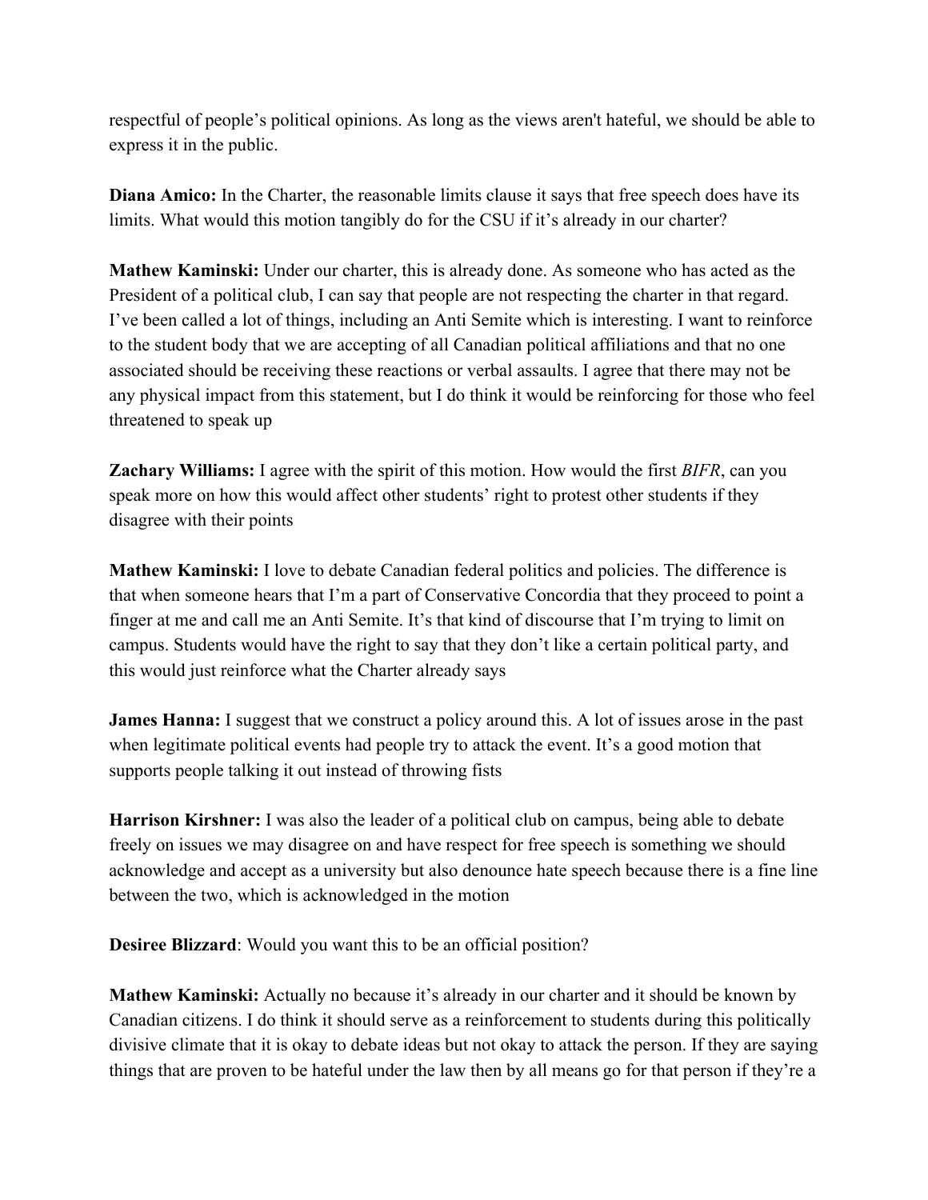respectful of people's political opinions. As long as the views aren't hateful, we should be able to express it in the public.

**Diana Amico:** In the Charter, the reasonable limits clause it says that free speech does have its limits. What would this motion tangibly do for the CSU if it's already in our charter?

**Mathew Kaminski:** Under our charter, this is already done. As someone who has acted as the President of a political club, I can say that people are not respecting the charter in that regard. I've been called a lot of things, including an Anti Semite which is interesting. I want to reinforce to the student body that we are accepting of all Canadian political affiliations and that no one associated should be receiving these reactions or verbal assaults. I agree that there may not be any physical impact from this statement, but I do think it would be reinforcing for those who feel threatened to speak up

**Zachary Williams:** I agree with the spirit of this motion. How would the first *BIFR*, can you speak more on how this would affect other students' right to protest other students if they disagree with their points

**Mathew Kaminski:** I love to debate Canadian federal politics and policies. The difference is that when someone hears that I'm a part of Conservative Concordia that they proceed to point a finger at me and call me an Anti Semite. It's that kind of discourse that I'm trying to limit on campus. Students would have the right to say that they don't like a certain political party, and this would just reinforce what the Charter already says

**James Hanna:** I suggest that we construct a policy around this. A lot of issues arose in the past when legitimate political events had people try to attack the event. It's a good motion that supports people talking it out instead of throwing fists

**Harrison Kirshner:** I was also the leader of a political club on campus, being able to debate freely on issues we may disagree on and have respect for free speech is something we should acknowledge and accept as a university but also denounce hate speech because there is a fine line between the two, which is acknowledged in the motion

**Desiree Blizzard**: Would you want this to be an official position?

**Mathew Kaminski:** Actually no because it's already in our charter and it should be known by Canadian citizens. I do think it should serve as a reinforcement to students during this politically divisive climate that it is okay to debate ideas but not okay to attack the person. If they are saying things that are proven to be hateful under the law then by all means go for that person if they're a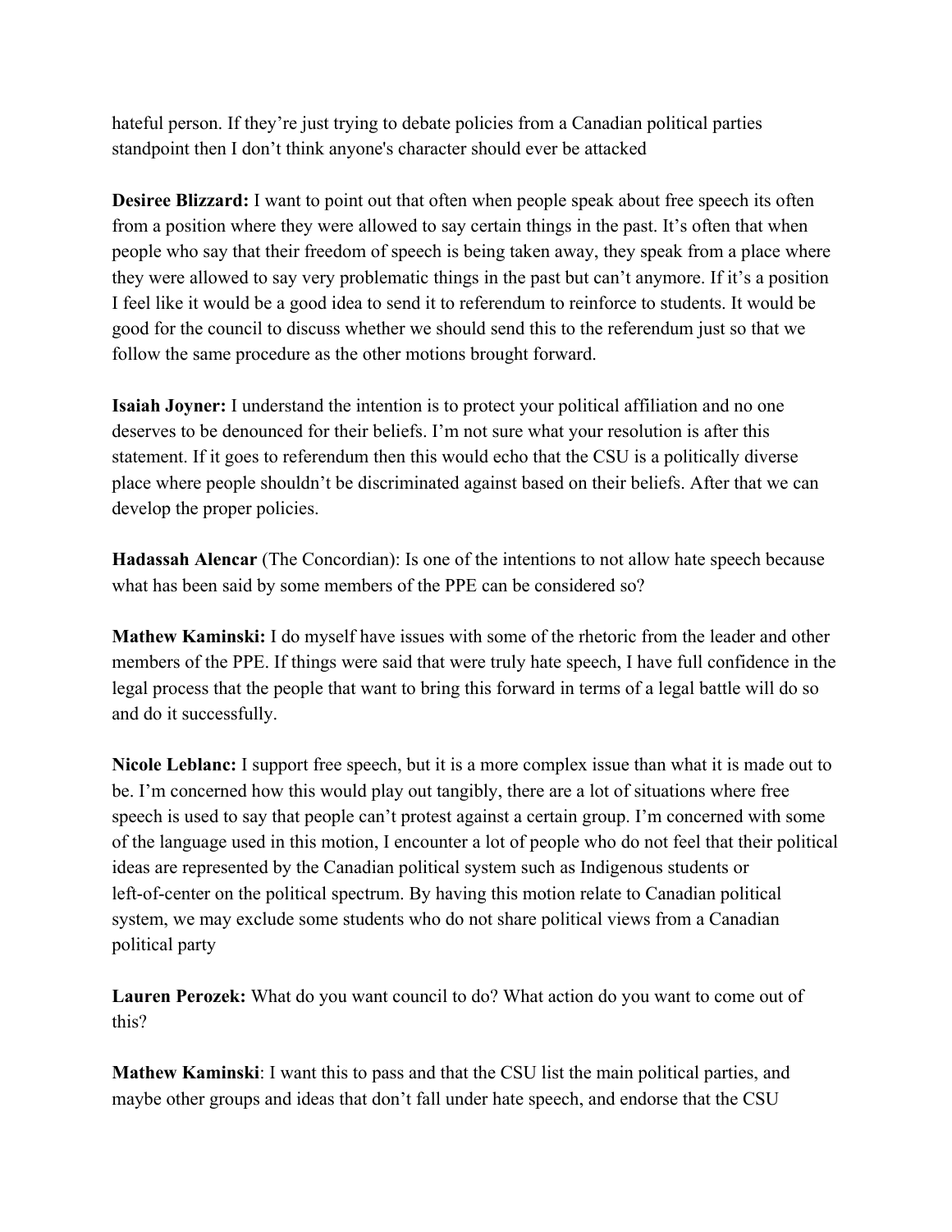hateful person. If they're just trying to debate policies from a Canadian political parties standpoint then I don't think anyone's character should ever be attacked

**Desiree Blizzard:** I want to point out that often when people speak about free speech its often from a position where they were allowed to say certain things in the past. It's often that when people who say that their freedom of speech is being taken away, they speak from a place where they were allowed to say very problematic things in the past but can't anymore. If it's a position I feel like it would be a good idea to send it to referendum to reinforce to students. It would be good for the council to discuss whether we should send this to the referendum just so that we follow the same procedure as the other motions brought forward.

**Isaiah Joyner:** I understand the intention is to protect your political affiliation and no one deserves to be denounced for their beliefs. I'm not sure what your resolution is after this statement. If it goes to referendum then this would echo that the CSU is a politically diverse place where people shouldn't be discriminated against based on their beliefs. After that we can develop the proper policies.

**Hadassah Alencar** (The Concordian): Is one of the intentions to not allow hate speech because what has been said by some members of the PPE can be considered so?

**Mathew Kaminski:** I do myself have issues with some of the rhetoric from the leader and other members of the PPE. If things were said that were truly hate speech, I have full confidence in the legal process that the people that want to bring this forward in terms of a legal battle will do so and do it successfully.

**Nicole Leblanc:** I support free speech, but it is a more complex issue than what it is made out to be. I'm concerned how this would play out tangibly, there are a lot of situations where free speech is used to say that people can't protest against a certain group. I'm concerned with some of the language used in this motion, I encounter a lot of people who do not feel that their political ideas are represented by the Canadian political system such as Indigenous students or left-of-center on the political spectrum. By having this motion relate to Canadian political system, we may exclude some students who do not share political views from a Canadian political party

**Lauren Perozek:** What do you want council to do? What action do you want to come out of this?

**Mathew Kaminski**: I want this to pass and that the CSU list the main political parties, and maybe other groups and ideas that don't fall under hate speech, and endorse that the CSU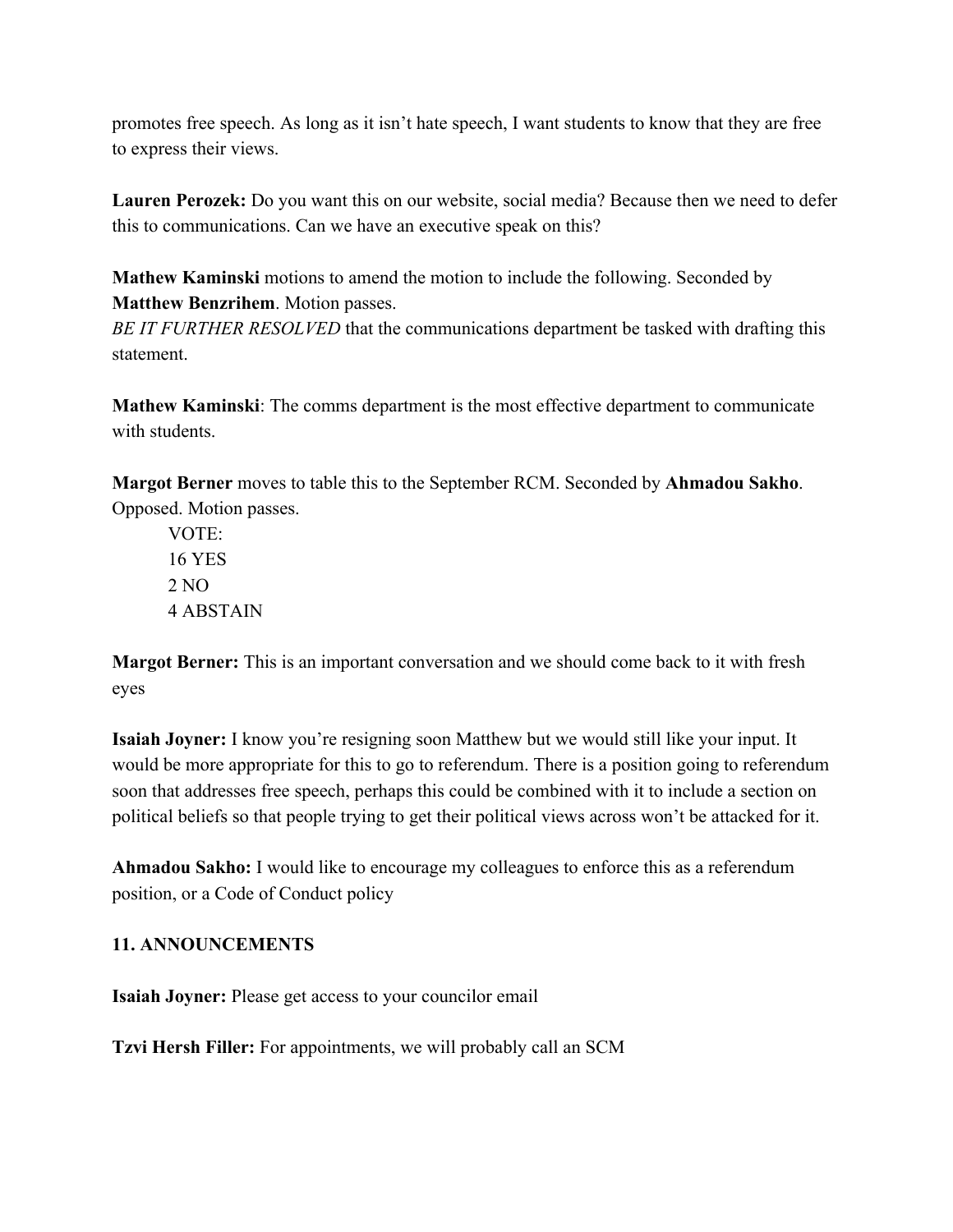promotes free speech. As long as it isn't hate speech, I want students to know that they are free to express their views.

**Lauren Perozek:** Do you want this on our website, social media? Because then we need to defer this to communications. Can we have an executive speak on this?

**Mathew Kaminski** motions to amend the motion to include the following. Seconded by **Matthew Benzrihem**. Motion passes.
*BE IT FURTHER RESOLVED* that the communications department be tasked with drafting this statement.

**Mathew Kaminski**: The comms department is the most effective department to communicate with students.

**Margot Berner** moves to table this to the September RCM. Seconded by **Ahmadou Sakho**. Opposed. Motion passes.

VOTE:
16 YES
2 NO
4 ABSTAIN

**Margot Berner:** This is an important conversation and we should come back to it with fresh eyes

**Isaiah Joyner:** I know you're resigning soon Matthew but we would still like your input. It would be more appropriate for this to go to referendum. There is a position going to referendum soon that addresses free speech, perhaps this could be combined with it to include a section on political beliefs so that people trying to get their political views across won't be attacked for it.

**Ahmadou Sakho:** I would like to encourage my colleagues to enforce this as a referendum position, or a Code of Conduct policy

**11. ANNOUNCEMENTS**

**Isaiah Joyner:** Please get access to your councilor email

**Tzvi Hersh Filler:** For appointments, we will probably call an SCM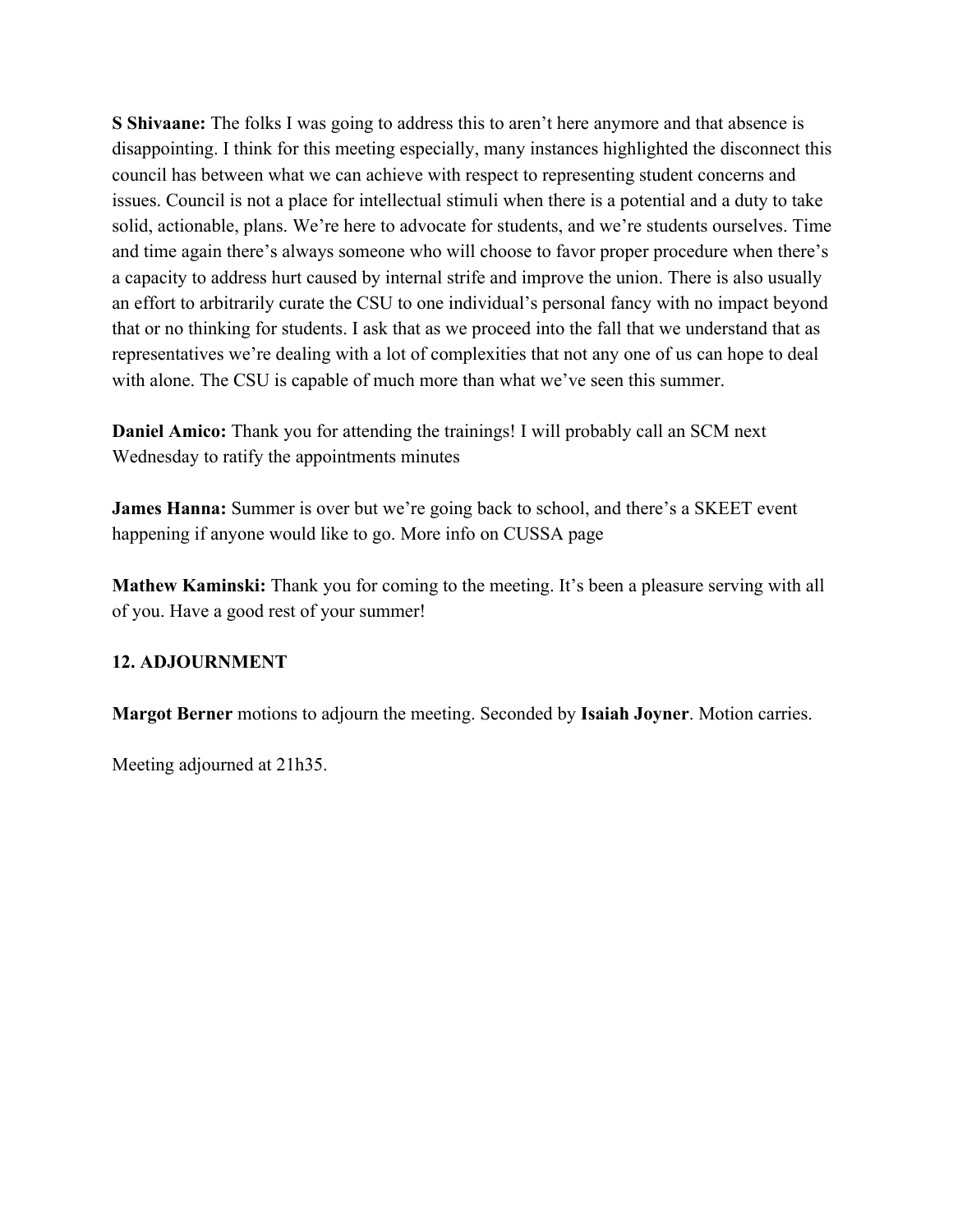**S Shivaane:** The folks I was going to address this to aren't here anymore and that absence is disappointing. I think for this meeting especially, many instances highlighted the disconnect this council has between what we can achieve with respect to representing student concerns and issues. Council is not a place for intellectual stimuli when there is a potential and a duty to take solid, actionable, plans. We're here to advocate for students, and we're students ourselves. Time and time again there's always someone who will choose to favor proper procedure when there's a capacity to address hurt caused by internal strife and improve the union. There is also usually an effort to arbitrarily curate the CSU to one individual's personal fancy with no impact beyond that or no thinking for students. I ask that as we proceed into the fall that we understand that as representatives we're dealing with a lot of complexities that not any one of us can hope to deal with alone. The CSU is capable of much more than what we've seen this summer.

**Daniel Amico:** Thank you for attending the trainings! I will probably call an SCM next Wednesday to ratify the appointments minutes

**James Hanna:** Summer is over but we're going back to school, and there's a SKEET event happening if anyone would like to go. More info on CUSSA page

**Mathew Kaminski:** Thank you for coming to the meeting. It's been a pleasure serving with all of you. Have a good rest of your summer!

## 12. ADJOURNMENT

**Margot Berner** motions to adjourn the meeting. Seconded by **Isaiah Joyner**. Motion carries.

Meeting adjourned at 21h35.